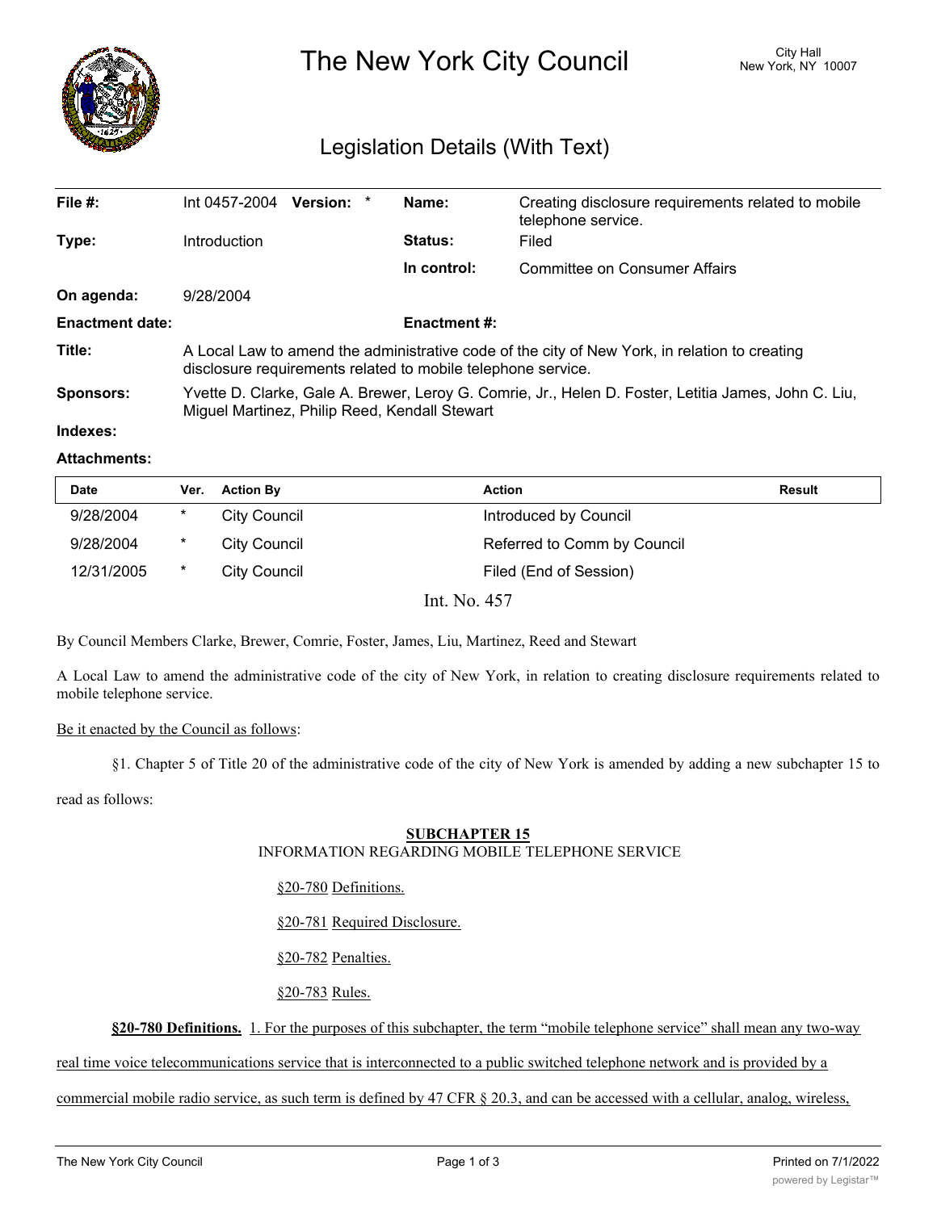# The New York City Council

City Hall
New York, NY 10007

## Legislation Details (With Text)

| | | | |
|---|---|---|---|
| **File #:** | Int 0457-2004 **Version:** * | **Name:** | Creating disclosure requirements related to mobile telephone service. |
| **Type:** | Introduction | **Status:** | Filed |
| | | **In control:** | Committee on Consumer Affairs |
| **On agenda:** | 9/28/2004 | | |
| **Enactment date:** | | **Enactment #:** | |

**Title:** A Local Law to amend the administrative code of the city of New York, in relation to creating disclosure requirements related to mobile telephone service.

**Sponsors:** Yvette D. Clarke, Gale A. Brewer, Leroy G. Comrie, Jr., Helen D. Foster, Letitia James, John C. Liu, Miguel Martinez, Philip Reed, Kendall Stewart

**Indexes:**

**Attachments:**

| Date | Ver. | Action By | Action | Result |
|---|---|---|---|---|
| 9/28/2004 | * | City Council | Introduced by Council | |
| 9/28/2004 | * | City Council | Referred to Comm by Council | |
| 12/31/2005 | * | City Council | Filed (End of Session) | |

Int. No. 457

By Council Members Clarke, Brewer, Comrie, Foster, James, Liu, Martinez, Reed and Stewart

A Local Law to amend the administrative code of the city of New York, in relation to creating disclosure requirements related to mobile telephone service.

Be it enacted by the Council as follows:

§1. Chapter 5 of Title 20 of the administrative code of the city of New York is amended by adding a new subchapter 15 to read as follows:

**SUBCHAPTER 15**
INFORMATION REGARDING MOBILE TELEPHONE SERVICE

§20-780 Definitions.

§20-781 Required Disclosure.

§20-782 Penalties.

§20-783 Rules.

**§20-780 Definitions.** 1. For the purposes of this subchapter, the term "mobile telephone service" shall mean any two-way real time voice telecommunications service that is interconnected to a public switched telephone network and is provided by a commercial mobile radio service, as such term is defined by 47 CFR § 20.3, and can be accessed with a cellular, analog, wireless,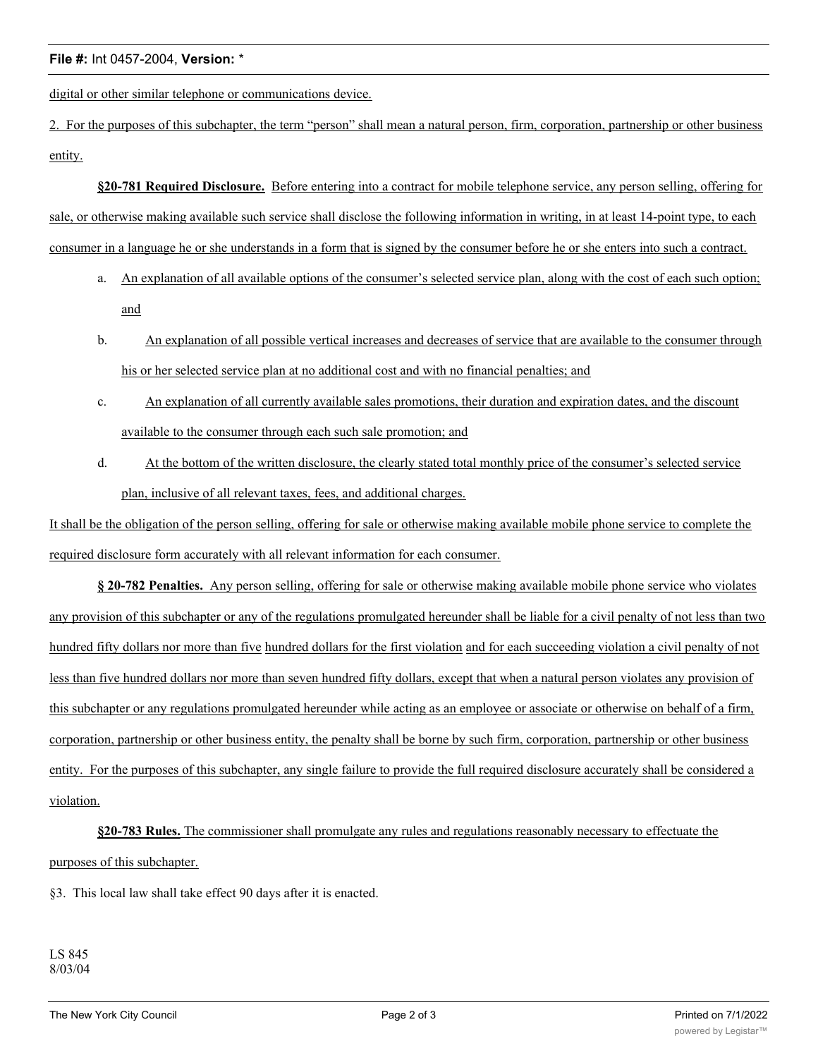digital or other similar telephone or communications device.

2. For the purposes of this subchapter, the term "person" shall mean a natural person, firm, corporation, partnership or other business entity.

**§20-781 Required Disclosure.** Before entering into a contract for mobile telephone service, any person selling, offering for sale, or otherwise making available such service shall disclose the following information in writing, in at least 14-point type, to each consumer in a language he or she understands in a form that is signed by the consumer before he or she enters into such a contract.

a. An explanation of all available options of the consumer's selected service plan, along with the cost of each such option; and

b. An explanation of all possible vertical increases and decreases of service that are available to the consumer through his or her selected service plan at no additional cost and with no financial penalties; and

c. An explanation of all currently available sales promotions, their duration and expiration dates, and the discount available to the consumer through each such sale promotion; and

d. At the bottom of the written disclosure, the clearly stated total monthly price of the consumer's selected service plan, inclusive of all relevant taxes, fees, and additional charges.

It shall be the obligation of the person selling, offering for sale or otherwise making available mobile phone service to complete the required disclosure form accurately with all relevant information for each consumer.

**§ 20-782 Penalties.** Any person selling, offering for sale or otherwise making available mobile phone service who violates any provision of this subchapter or any of the regulations promulgated hereunder shall be liable for a civil penalty of not less than two hundred fifty dollars nor more than five hundred dollars for the first violation and for each succeeding violation a civil penalty of not less than five hundred dollars nor more than seven hundred fifty dollars, except that when a natural person violates any provision of this subchapter or any regulations promulgated hereunder while acting as an employee or associate or otherwise on behalf of a firm, corporation, partnership or other business entity, the penalty shall be borne by such firm, corporation, partnership or other business entity. For the purposes of this subchapter, any single failure to provide the full required disclosure accurately shall be considered a violation.

**§20-783 Rules.** The commissioner shall promulgate any rules and regulations reasonably necessary to effectuate the purposes of this subchapter.

§3. This local law shall take effect 90 days after it is enacted.

LS 845
8/03/04